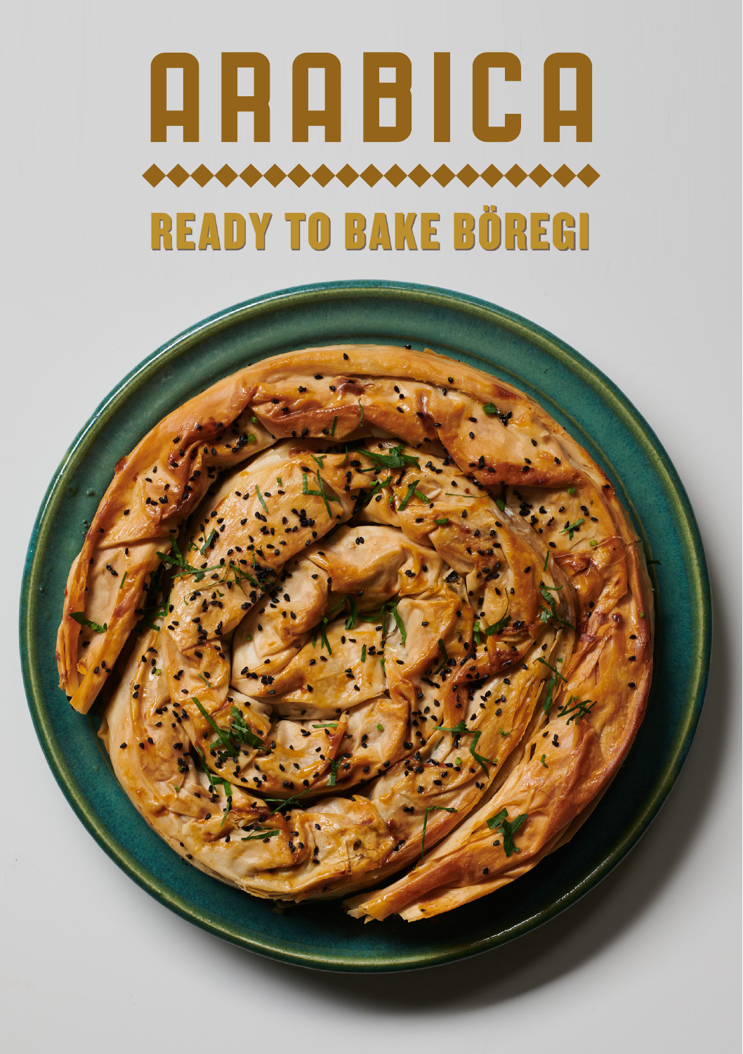# ARABICA

## READY TO BAKE BÖREGI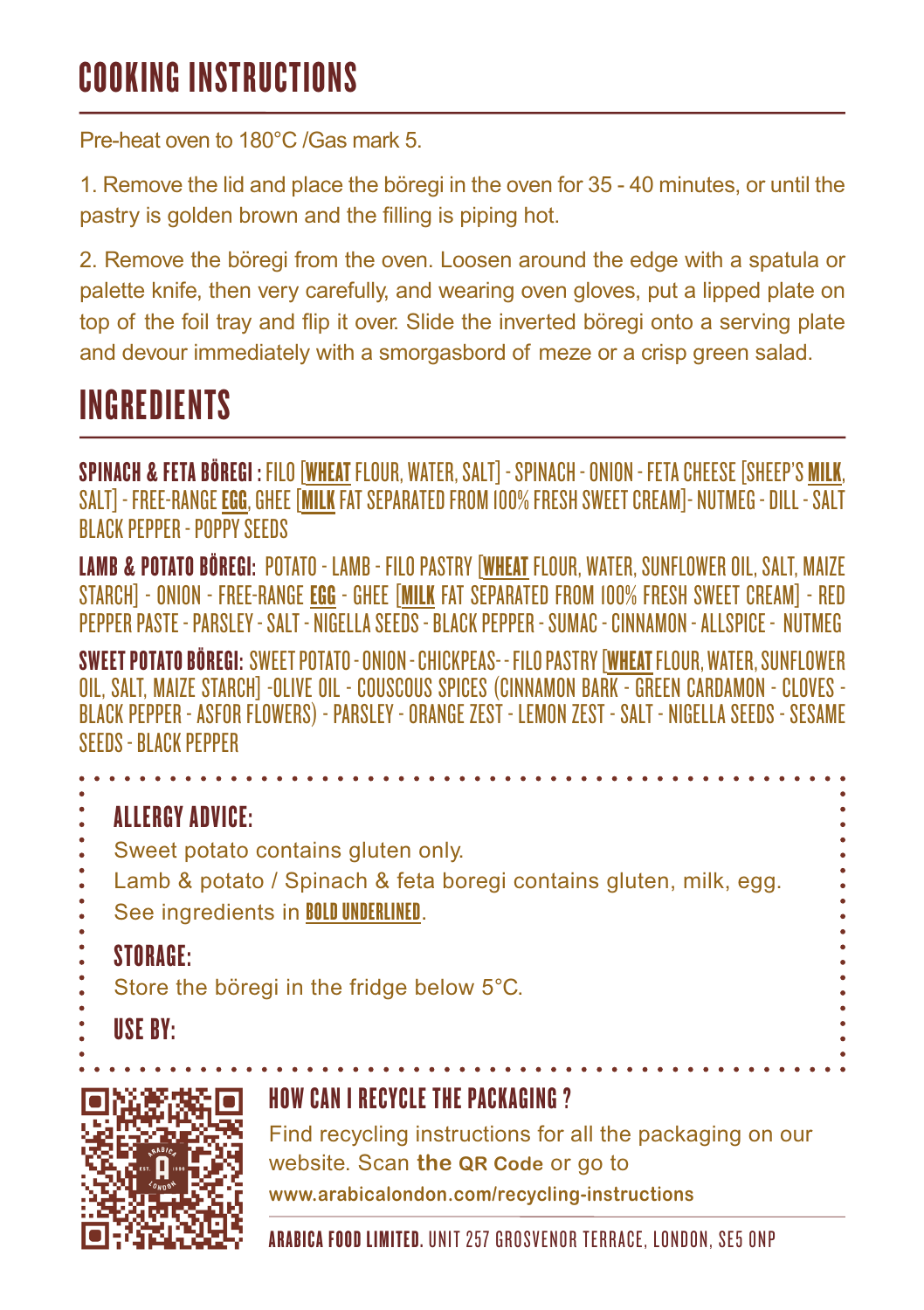# COOKING INSTRUCTIONS

Pre-heat oven to 180°C /Gas mark 5.

1. Remove the lid and place the böregi in the oven for 35 - 40 minutes, or until the pastry is golden brown and the filling is piping hot.

2. Remove the böregi from the oven. Loosen around the edge with a spatula or palette knife, then very carefully, and wearing oven gloves, put a lipped plate on top of the foil tray and flip it over. Slide the inverted böregi onto a serving plate and devour immediately with a smorgasbord of meze or a crisp green salad.

# INGREDIENTS

**SPINACH & FETA BÖREGI :** FILO [**WHEAT** FLOUR, WATER, SALT] - SPINACH - ONION - FETA CHEESE [SHEEP'S **MILK**, SALT] - FREE-RANGE **EGG**, GHEE [**MILK** FAT SEPARATED FROM 100% FRESH SWEET CREAM]- NUTMEG - DILL - SALT BLACK PEPPER - POPPY SEEDS

**LAMB & POTATO BÖREGI:** POTATO - LAMB - FILO PASTRY [**WHEAT** FLOUR, WATER, SUNFLOWER OIL, SALT, MAIZE STARCH] - ONION - FREE-RANGE **EGG** - GHEE [**MILK** FAT SEPARATED FROM 100% FRESH SWEET CREAM] - RED PEPPER PASTE - PARSLEY - SALT - NIGELLA SEEDS - BLACK PEPPER - SUMAC - CINNAMON - ALLSPICE - NUTMEG

**SWEET POTATO BÖREGI:** SWEET POTATO - ONION - CHICKPEAS- - FILO PASTRY [**WHEAT** FLOUR, WATER, SUNFLOWER OIL, SALT, MAIZE STARCH] -OLIVE OIL - COUSCOUS SPICES (CINNAMON BARK - GREEN CARDAMON - CLOVES - BLACK PEPPER - ASFOR FLOWERS) - PARSLEY - ORANGE ZEST - LEMON ZEST - SALT - NIGELLA SEEDS - SESAME SEEDS - BLACK PEPPER

### ALLERGY ADVICE:

Sweet potato contains gluten only.
Lamb & potato / Spinach & feta boregi contains gluten, milk, egg.
See ingredients in **BOLD UNDERLINED**.

### STORAGE:

Store the böregi in the fridge below 5°C.

### USE BY:

### HOW CAN I RECYCLE THE PACKAGING ?

Find recycling instructions for all the packaging on our website. Scan **the QR Code** or go to **www.arabicalondon.com/recycling-instructions**

**ARABICA FOOD LIMITED.** UNIT 257 GROSVENOR TERRACE, LONDON, SE5 0NP